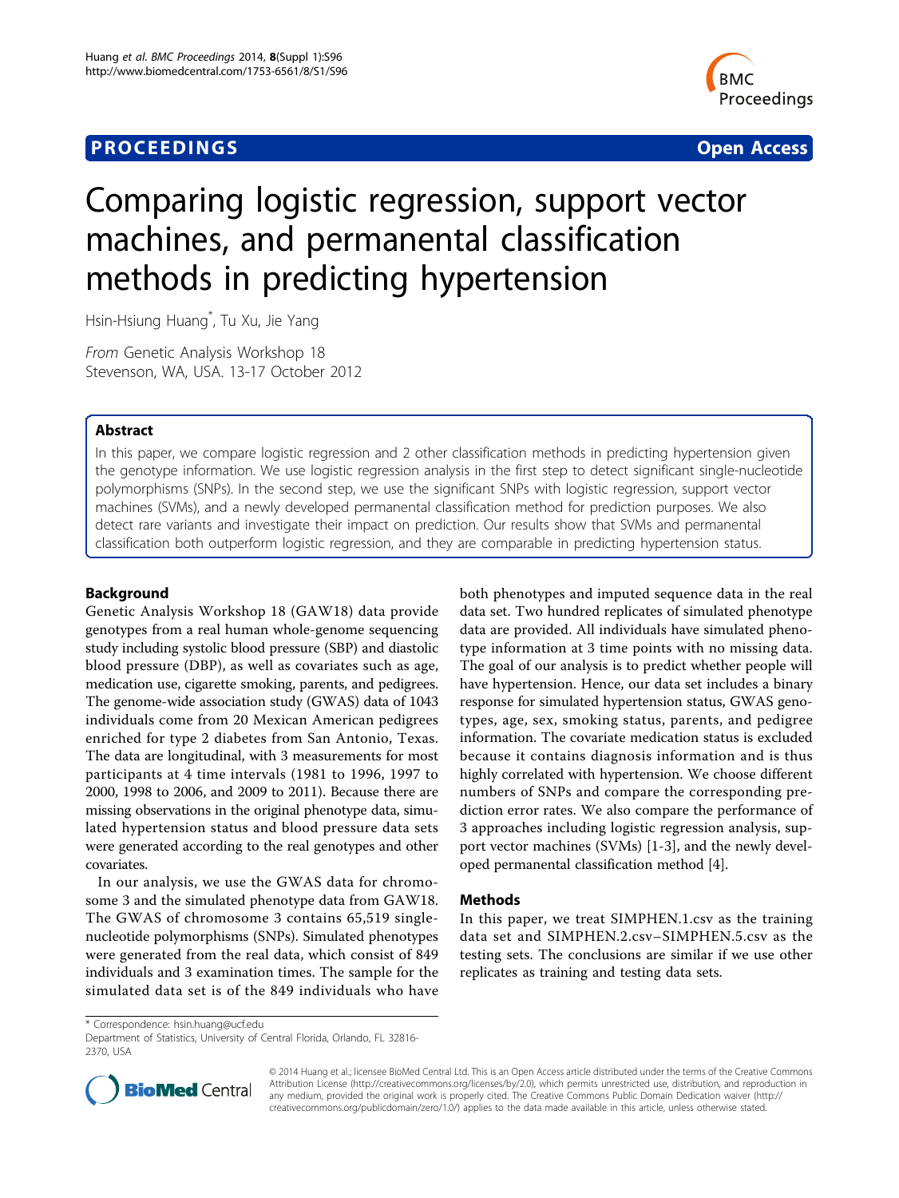**PROCEEDINGS** **Open Access**

# Comparing logistic regression, support vector machines, and permanental classification methods in predicting hypertension

Hsin-Hsiung Huang*, Tu Xu, Jie Yang

*From* Genetic Analysis Workshop 18
Stevenson, WA, USA. 13-17 October 2012

## Abstract

In this paper, we compare logistic regression and 2 other classification methods in predicting hypertension given the genotype information. We use logistic regression analysis in the first step to detect significant single-nucleotide polymorphisms (SNPs). In the second step, we use the significant SNPs with logistic regression, support vector machines (SVMs), and a newly developed permanental classification method for prediction purposes. We also detect rare variants and investigate their impact on prediction. Our results show that SVMs and permanental classification both outperform logistic regression, and they are comparable in predicting hypertension status.

## Background

Genetic Analysis Workshop 18 (GAW18) data provide genotypes from a real human whole-genome sequencing study including systolic blood pressure (SBP) and diastolic blood pressure (DBP), as well as covariates such as age, medication use, cigarette smoking, parents, and pedigrees. The genome-wide association study (GWAS) data of 1043 individuals come from 20 Mexican American pedigrees enriched for type 2 diabetes from San Antonio, Texas. The data are longitudinal, with 3 measurements for most participants at 4 time intervals (1981 to 1996, 1997 to 2000, 1998 to 2006, and 2009 to 2011). Because there are missing observations in the original phenotype data, simulated hypertension status and blood pressure data sets were generated according to the real genotypes and other covariates.

In our analysis, we use the GWAS data for chromosome 3 and the simulated phenotype data from GAW18. The GWAS of chromosome 3 contains 65,519 single-nucleotide polymorphisms (SNPs). Simulated phenotypes were generated from the real data, which consist of 849 individuals and 3 examination times. The sample for the simulated data set is of the 849 individuals who have both phenotypes and imputed sequence data in the real data set. Two hundred replicates of simulated phenotype data are provided. All individuals have simulated phenotype information at 3 time points with no missing data. The goal of our analysis is to predict whether people will have hypertension. Hence, our data set includes a binary response for simulated hypertension status, GWAS genotypes, age, sex, smoking status, parents, and pedigree information. The covariate medication status is excluded because it contains diagnosis information and is thus highly correlated with hypertension. We choose different numbers of SNPs and compare the corresponding prediction error rates. We also compare the performance of 3 approaches including logistic regression analysis, support vector machines (SVMs) [1-3], and the newly developed permanental classification method [4].

## Methods

In this paper, we treat SIMPHEN.1.csv as the training data set and SIMPHEN.2.csv–SIMPHEN.5.csv as the testing sets. The conclusions are similar if we use other replicates as training and testing data sets.

* Correspondence: hsin.huang@ucf.edu
Department of Statistics, University of Central Florida, Orlando, FL 32816-2370, USA

© 2014 Huang et al.; licensee BioMed Central Ltd. This is an Open Access article distributed under the terms of the Creative Commons Attribution License (http://creativecommons.org/licenses/by/2.0), which permits unrestricted use, distribution, and reproduction in any medium, provided the original work is properly cited. The Creative Commons Public Domain Dedication waiver (http://creativecommons.org/publicdomain/zero/1.0/) applies to the data made available in this article, unless otherwise stated.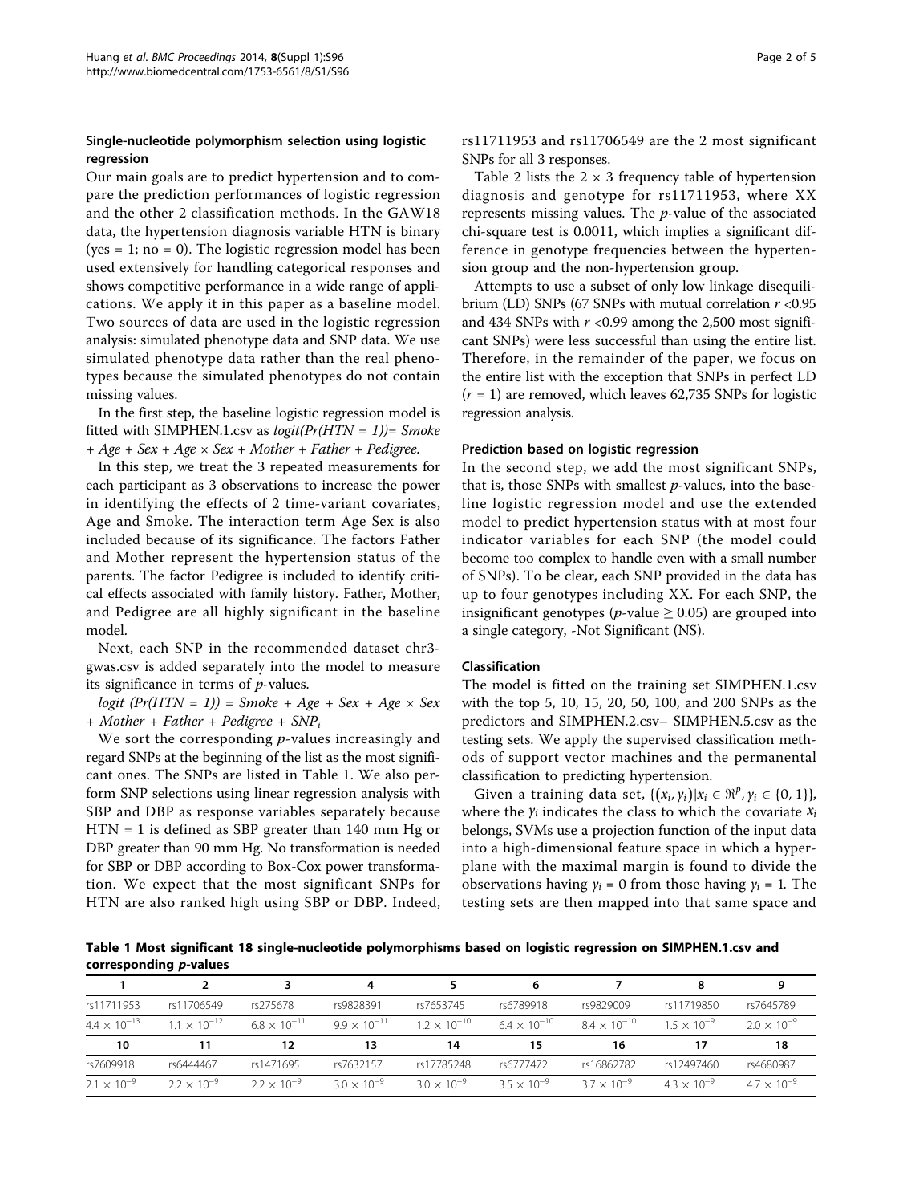### Single-nucleotide polymorphism selection using logistic regression

Our main goals are to predict hypertension and to compare the prediction performances of logistic regression and the other 2 classification methods. In the GAW18 data, the hypertension diagnosis variable HTN is binary (yes = 1; no = 0). The logistic regression model has been used extensively for handling categorical responses and shows competitive performance in a wide range of applications. We apply it in this paper as a baseline model. Two sources of data are used in the logistic regression analysis: simulated phenotype data and SNP data. We use simulated phenotype data rather than the real phenotypes because the simulated phenotypes do not contain missing values.

In the first step, the baseline logistic regression model is fitted with SIMPHEN.1.csv as *logit(Pr(HTN = 1))= Smoke + Age + Sex + Age × Sex + Mother + Father + Pedigree*.

In this step, we treat the 3 repeated measurements for each participant as 3 observations to increase the power in identifying the effects of 2 time-variant covariates, Age and Smoke. The interaction term Age Sex is also included because of its significance. The factors Father and Mother represent the hypertension status of the parents. The factor Pedigree is included to identify critical effects associated with family history. Father, Mother, and Pedigree are all highly significant in the baseline model.

Next, each SNP in the recommended dataset chr3-gwas.csv is added separately into the model to measure its significance in terms of *p*-values.

*logit (Pr(HTN = 1)) = Smoke + Age + Sex + Age × Sex + Mother + Father + Pedigree +* $SNP_i$

We sort the corresponding *p*-values increasingly and regard SNPs at the beginning of the list as the most significant ones. The SNPs are listed in Table 1. We also perform SNP selections using linear regression analysis with SBP and DBP as response variables separately because HTN = 1 is defined as SBP greater than 140 mm Hg or DBP greater than 90 mm Hg. No transformation is needed for SBP or DBP according to Box-Cox power transformation. We expect that the most significant SNPs for HTN are also ranked high using SBP or DBP. Indeed, rs11711953 and rs11706549 are the 2 most significant SNPs for all 3 responses.

Table 2 lists the 2 × 3 frequency table of hypertension diagnosis and genotype for rs11711953, where XX represents missing values. The *p*-value of the associated chi-square test is 0.0011, which implies a significant difference in genotype frequencies between the hypertension group and the non-hypertension group.

Attempts to use a subset of only low linkage disequilibrium (LD) SNPs (67 SNPs with mutual correlation $r$ <0.95 and 434 SNPs with $r$ <0.99 among the 2,500 most significant SNPs) were less successful than using the entire list. Therefore, in the remainder of the paper, we focus on the entire list with the exception that SNPs in perfect LD ($r$ = 1) are removed, which leaves 62,735 SNPs for logistic regression analysis.

### Prediction based on logistic regression

In the second step, we add the most significant SNPs, that is, those SNPs with smallest *p*-values, into the baseline logistic regression model and use the extended model to predict hypertension status with at most four indicator variables for each SNP (the model could become too complex to handle even with a small number of SNPs). To be clear, each SNP provided in the data has up to four genotypes including XX. For each SNP, the insignificant genotypes (*p*-value ≥ 0.05) are grouped into a single category, -Not Significant (NS).

### Classification

The model is fitted on the training set SIMPHEN.1.csv with the top 5, 10, 15, 20, 50, 100, and 200 SNPs as the predictors and SIMPHEN.2.csv– SIMPHEN.5.csv as the testing sets. We apply the supervised classification methods of support vector machines and the permanental classification to predicting hypertension.

Given a training data set, $\{(x_i, y_i)|x_i \in \Re^p, y_i \in \{0, 1\}\}$, where the $y_i$ indicates the class to which the covariate $x_i$ belongs, SVMs use a projection function of the input data into a high-dimensional feature space in which a hyperplane with the maximal margin is found to divide the observations having $y_i = 0$ from those having $y_i = 1$. The testing sets are then mapped into that same space and

**Table 1 Most significant 18 single-nucleotide polymorphisms based on logistic regression on SIMPHEN.1.csv and corresponding *p*-values**

| 1 | 2 | 3 | 4 | 5 | 6 | 7 | 8 | 9 |
|---|---|---|---|---|---|---|---|---|
| rs11711953 | rs11706549 | rs275678 | rs9828391 | rs7653745 | rs6789918 | rs9829009 | rs11719850 | rs7645789 |
| $4.4 \times 10^{-13}$ | $1.1 \times 10^{-12}$ | $6.8 \times 10^{-11}$ | $9.9 \times 10^{-11}$ | $1.2 \times 10^{-10}$ | $6.4 \times 10^{-10}$ | $8.4 \times 10^{-10}$ | $1.5 \times 10^{-9}$ | $2.0 \times 10^{-9}$ |
| **10** | **11** | **12** | **13** | **14** | **15** | **16** | **17** | **18** |
| rs7609918 | rs6444467 | rs1471695 | rs7632157 | rs17785248 | rs6777472 | rs16862782 | rs12497460 | rs4680987 |
| $2.1 \times 10^{-9}$ | $2.2 \times 10^{-9}$ | $2.2 \times 10^{-9}$ | $3.0 \times 10^{-9}$ | $3.0 \times 10^{-9}$ | $3.5 \times 10^{-9}$ | $3.7 \times 10^{-9}$ | $4.3 \times 10^{-9}$ | $4.7 \times 10^{-9}$ |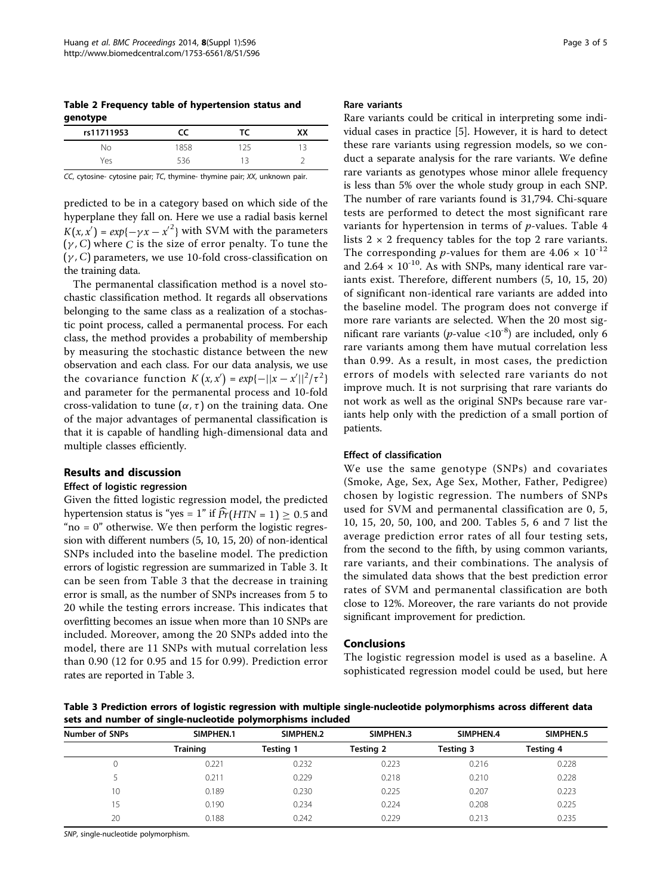**Table 2 Frequency table of hypertension status and genotype**

| rs11711953 | CC | TC | XX |
|---|---|---|---|
| No | 1858 | 125 | 13 |
| Yes | 536 | 13 | 2 |

CC, cytosine- cytosine pair; TC, thymine- thymine pair; XX, unknown pair.

predicted to be in a category based on which side of the hyperplane they fall on. Here we use a radial basis kernel $K(x, x') = exp\{-\gamma x - x'^2\}$ with SVM with the parameters $(\gamma, C)$ where $C$ is the size of error penalty. To tune the $(\gamma, C)$ parameters, we use 10-fold cross-classification on the training data.

The permanental classification method is a novel stochastic classification method. It regards all observations belonging to the same class as a realization of a stochastic point process, called a permanental process. For each class, the method provides a probability of membership by measuring the stochastic distance between the new observation and each class. For our data analysis, we use the covariance function $K(x, x') = exp\{-||x - x'||^2/\tau^2\}$ and parameter for the permanental process and 10-fold cross-validation to tune $(\alpha, \tau)$ on the training data. One of the major advantages of permanental classification is that it is capable of handling high-dimensional data and multiple classes efficiently.

## Results and discussion

### Effect of logistic regression

Given the fitted logistic regression model, the predicted hypertension status is "yes = 1" if $\widehat{Pr}(HTN = 1) \geq 0.5$ and "no = 0" otherwise. We then perform the logistic regression with different numbers (5, 10, 15, 20) of non-identical SNPs included into the baseline model. The prediction errors of logistic regression are summarized in Table 3. It can be seen from Table 3 that the decrease in training error is small, as the number of SNPs increases from 5 to 20 while the testing errors increase. This indicates that overfitting becomes an issue when more than 10 SNPs are included. Moreover, among the 20 SNPs added into the model, there are 11 SNPs with mutual correlation less than 0.90 (12 for 0.95 and 15 for 0.99). Prediction error rates are reported in Table 3.

### Rare variants

Rare variants could be critical in interpreting some individual cases in practice [5]. However, it is hard to detect these rare variants using regression models, so we conduct a separate analysis for the rare variants. We define rare variants as genotypes whose minor allele frequency is less than 5% over the whole study group in each SNP. The number of rare variants found is 31,794. Chi-square tests are performed to detect the most significant rare variants for hypertension in terms of $p$-values. Table 4 lists $2 \times 2$ frequency tables for the top 2 rare variants. The corresponding $p$-values for them are $4.06 \times 10^{-12}$ and $2.64 \times 10^{-10}$. As with SNPs, many identical rare variants exist. Therefore, different numbers (5, 10, 15, 20) of significant non-identical rare variants are added into the baseline model. The program does not converge if more rare variants are selected. When the 20 most significant rare variants ($p$-value $<10^{-8}$) are included, only 6 rare variants among them have mutual correlation less than 0.99. As a result, in most cases, the prediction errors of models with selected rare variants do not improve much. It is not surprising that rare variants do not work as well as the original SNPs because rare variants help only with the prediction of a small portion of patients.

### Effect of classification

We use the same genotype (SNPs) and covariates (Smoke, Age, Sex, Age Sex, Mother, Father, Pedigree) chosen by logistic regression. The numbers of SNPs used for SVM and permanental classification are 0, 5, 10, 15, 20, 50, 100, and 200. Tables 5, 6 and 7 list the average prediction error rates of all four testing sets, from the second to the fifth, by using common variants, rare variants, and their combinations. The analysis of the simulated data shows that the best prediction error rates of SVM and permanental classification are both close to 12%. Moreover, the rare variants do not provide significant improvement for prediction.

## Conclusions

The logistic regression model is used as a baseline. A sophisticated regression model could be used, but here

**Table 3 Prediction errors of logistic regression with multiple single-nucleotide polymorphisms across different data sets and number of single-nucleotide polymorphisms included**

| Number of SNPs | SIMPHEN.1 | SIMPHEN.2 | SIMPHEN.3 | SIMPHEN.4 | SIMPHEN.5 |
|---|---|---|---|---|---|
| | Training | Testing 1 | Testing 2 | Testing 3 | Testing 4 |
| 0 | 0.221 | 0.232 | 0.223 | 0.216 | 0.228 |
| 5 | 0.211 | 0.229 | 0.218 | 0.210 | 0.228 |
| 10 | 0.189 | 0.230 | 0.225 | 0.207 | 0.223 |
| 15 | 0.190 | 0.234 | 0.224 | 0.208 | 0.225 |
| 20 | 0.188 | 0.242 | 0.229 | 0.213 | 0.235 |

SNP, single-nucleotide polymorphism.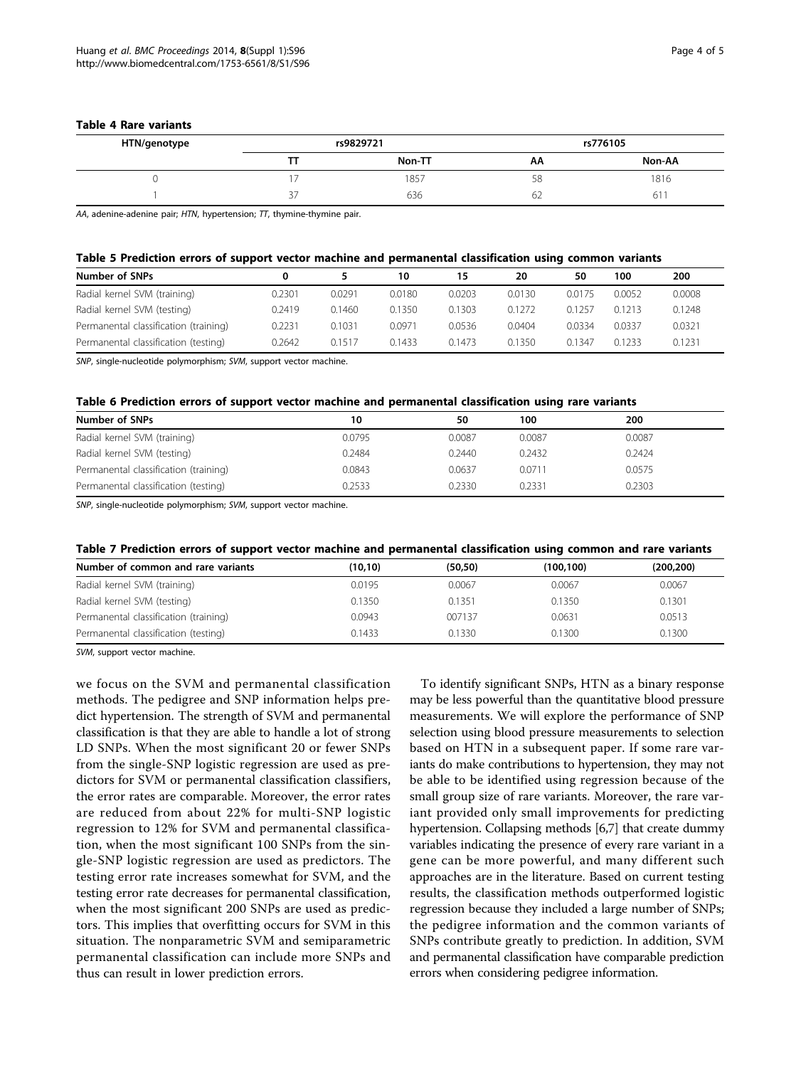**Table 4 Rare variants**

| HTN/genotype | rs9829721 | | rs776105 | |
|---|---|---|---|---|
| | TT | Non-TT | AA | Non-AA |
| 0 | 17 | 1857 | 58 | 1816 |
| 1 | 37 | 636 | 62 | 611 |

*AA*, adenine-adenine pair; *HTN*, hypertension; *TT*, thymine-thymine pair.

**Table 5 Prediction errors of support vector machine and permanental classification using common variants**

| Number of SNPs | 0 | 5 | 10 | 15 | 20 | 50 | 100 | 200 |
|---|---|---|---|---|---|---|---|---|
| Radial kernel SVM (training) | 0.2301 | 0.0291 | 0.0180 | 0.0203 | 0.0130 | 0.0175 | 0.0052 | 0.0008 |
| Radial kernel SVM (testing) | 0.2419 | 0.1460 | 0.1350 | 0.1303 | 0.1272 | 0.1257 | 0.1213 | 0.1248 |
| Permanental classification (training) | 0.2231 | 0.1031 | 0.0971 | 0.0536 | 0.0404 | 0.0334 | 0.0337 | 0.0321 |
| Permanental classification (testing) | 0.2642 | 0.1517 | 0.1433 | 0.1473 | 0.1350 | 0.1347 | 0.1233 | 0.1231 |

*SNP*, single-nucleotide polymorphism; *SVM*, support vector machine.

**Table 6 Prediction errors of support vector machine and permanental classification using rare variants**

| Number of SNPs | 10 | 50 | 100 | 200 |
|---|---|---|---|---|
| Radial kernel SVM (training) | 0.0795 | 0.0087 | 0.0087 | 0.0087 |
| Radial kernel SVM (testing) | 0.2484 | 0.2440 | 0.2432 | 0.2424 |
| Permanental classification (training) | 0.0843 | 0.0637 | 0.0711 | 0.0575 |
| Permanental classification (testing) | 0.2533 | 0.2330 | 0.2331 | 0.2303 |

*SNP*, single-nucleotide polymorphism; *SVM*, support vector machine.

**Table 7 Prediction errors of support vector machine and permanental classification using common and rare variants**

| Number of common and rare variants | (10,10) | (50,50) | (100,100) | (200,200) |
|---|---|---|---|---|
| Radial kernel SVM (training) | 0.0195 | 0.0067 | 0.0067 | 0.0067 |
| Radial kernel SVM (testing) | 0.1350 | 0.1351 | 0.1350 | 0.1301 |
| Permanental classification (training) | 0.0943 | 007137 | 0.0631 | 0.0513 |
| Permanental classification (testing) | 0.1433 | 0.1330 | 0.1300 | 0.1300 |

*SVM*, support vector machine.

we focus on the SVM and permanental classification methods. The pedigree and SNP information helps predict hypertension. The strength of SVM and permanental classification is that they are able to handle a lot of strong LD SNPs. When the most significant 20 or fewer SNPs from the single-SNP logistic regression are used as predictors for SVM or permanental classification classifiers, the error rates are comparable. Moreover, the error rates are reduced from about 22% for multi-SNP logistic regression to 12% for SVM and permanental classification, when the most significant 100 SNPs from the single-SNP logistic regression are used as predictors. The testing error rate increases somewhat for SVM, and the testing error rate decreases for permanental classification, when the most significant 200 SNPs are used as predictors. This implies that overfitting occurs for SVM in this situation. The nonparametric SVM and semiparametric permanental classification can include more SNPs and thus can result in lower prediction errors.

To identify significant SNPs, HTN as a binary response may be less powerful than the quantitative blood pressure measurements. We will explore the performance of SNP selection using blood pressure measurements to selection based on HTN in a subsequent paper. If some rare variants do make contributions to hypertension, they may not be able to be identified using regression because of the small group size of rare variants. Moreover, the rare variant provided only small improvements for predicting hypertension. Collapsing methods [6,7] that create dummy variables indicating the presence of every rare variant in a gene can be more powerful, and many different such approaches are in the literature. Based on current testing results, the classification methods outperformed logistic regression because they included a large number of SNPs; the pedigree information and the common variants of SNPs contribute greatly to prediction. In addition, SVM and permanental classification have comparable prediction errors when considering pedigree information.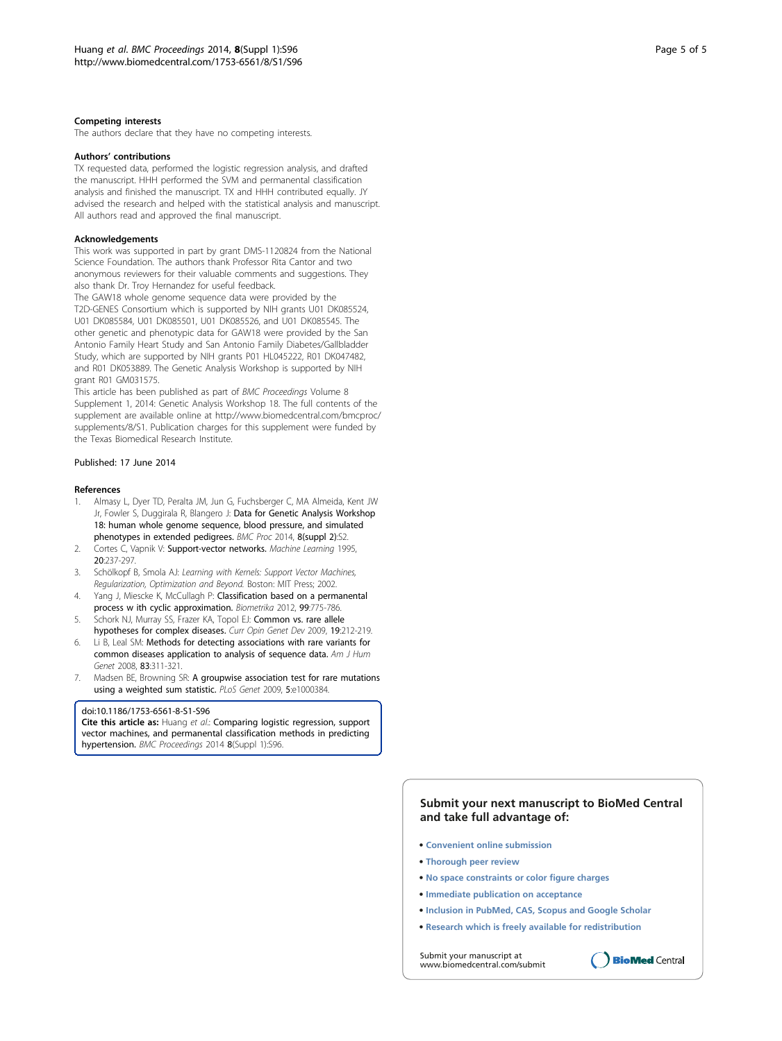### Competing interests

The authors declare that they have no competing interests.

### Authors' contributions

TX requested data, performed the logistic regression analysis, and drafted the manuscript. HHH performed the SVM and permanental classification analysis and finished the manuscript. TX and HHH contributed equally. JY advised the research and helped with the statistical analysis and manuscript. All authors read and approved the final manuscript.

### Acknowledgements

This work was supported in part by grant DMS-1120824 from the National Science Foundation. The authors thank Professor Rita Cantor and two anonymous reviewers for their valuable comments and suggestions. They also thank Dr. Troy Hernandez for useful feedback.

The GAW18 whole genome sequence data were provided by the T2D-GENES Consortium which is supported by NIH grants U01 DK085524, U01 DK085584, U01 DK085501, U01 DK085526, and U01 DK085545. The other genetic and phenotypic data for GAW18 were provided by the San Antonio Family Heart Study and San Antonio Family Diabetes/Gallbladder Study, which are supported by NIH grants P01 HL045222, R01 DK047482, and R01 DK053889. The Genetic Analysis Workshop is supported by NIH grant R01 GM031575.

This article has been published as part of *BMC Proceedings* Volume 8 Supplement 1, 2014: Genetic Analysis Workshop 18. The full contents of the supplement are available online at http://www.biomedcentral.com/bmcproc/supplements/8/S1. Publication charges for this supplement were funded by the Texas Biomedical Research Institute.

Published: 17 June 2014

### References

1. Almasy L, Dyer TD, Peralta JM, Jun G, Fuchsberger C, MA Almeida, Kent JW Jr, Fowler S, Duggirala R, Blangero J: **Data for Genetic Analysis Workshop 18: human whole genome sequence, blood pressure, and simulated phenotypes in extended pedigrees.** *BMC Proc* 2014, **8(suppl 2)**:S2.
2. Cortes C, Vapnik V: **Support-vector networks.** *Machine Learning* 1995, **20**:237-297.
3. Schölkopf B, Smola AJ: *Learning with Kernels: Support Vector Machines, Regularization, Optimization and Beyond.* Boston: MIT Press; 2002.
4. Yang J, Miescke K, McCullagh P: **Classification based on a permanental process w ith cyclic approximation.** *Biometrika* 2012, **99**:775-786.
5. Schork NJ, Murray SS, Frazer KA, Topol EJ: **Common vs. rare allele hypotheses for complex diseases.** *Curr Opin Genet Dev* 2009, **19**:212-219.
6. Li B, Leal SM: **Methods for detecting associations with rare variants for common diseases application to analysis of sequence data.** *Am J Hum Genet* 2008, **83**:311-321.
7. Madsen BE, Browning SR: **A groupwise association test for rare mutations using a weighted sum statistic.** *PLoS Genet* 2009, **5**:e1000384.

doi:10.1186/1753-6561-8-S1-S96

**Cite this article as:** Huang *et al.*: Comparing logistic regression, support vector machines, and permanental classification methods in predicting hypertension. *BMC Proceedings* 2014 **8**(Suppl 1):S96.

**Submit your next manuscript to BioMed Central and take full advantage of:**

- Convenient online submission
- Thorough peer review
- No space constraints or color figure charges
- Immediate publication on acceptance
- Inclusion in PubMed, CAS, Scopus and Google Scholar
- Research which is freely available for redistribution

Submit your manuscript at
www.biomedcentral.com/submit

BioMed Central